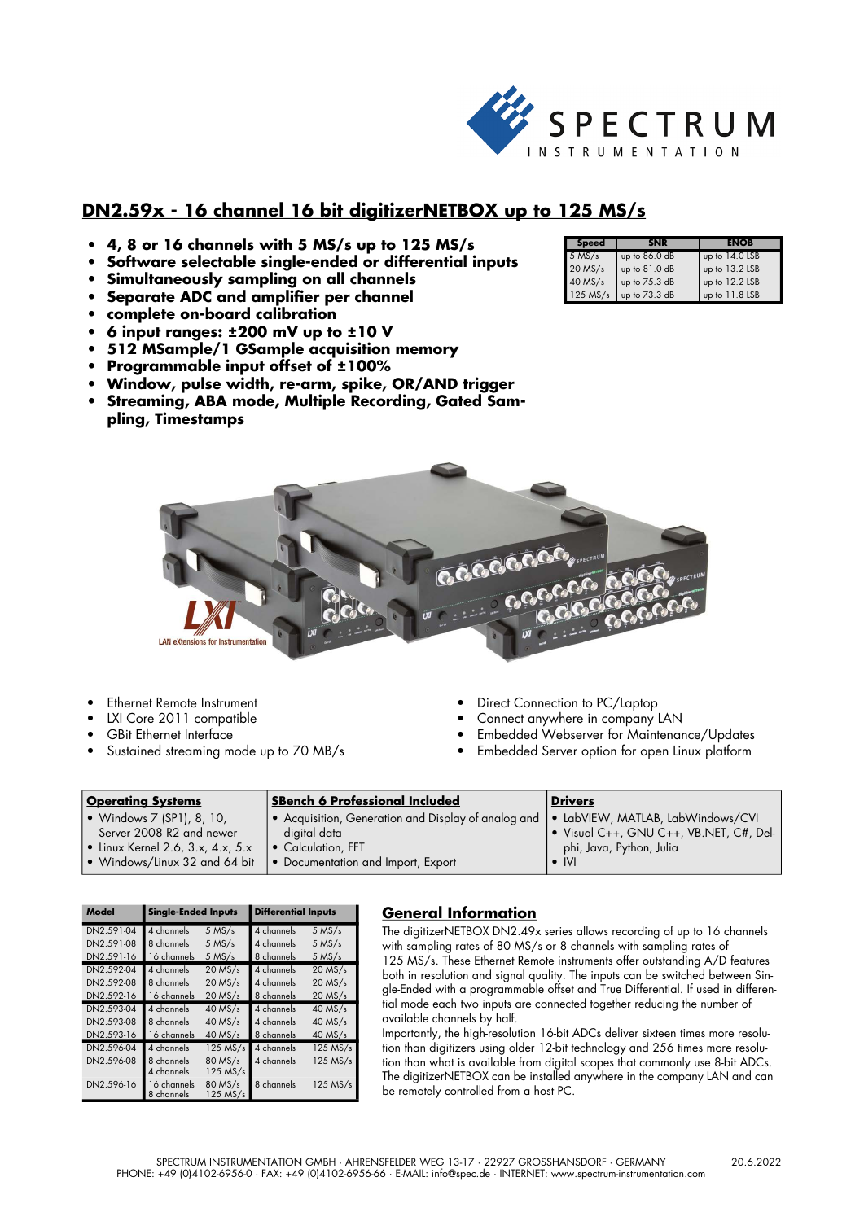## DN2.59x - 16 channel 16 bit digitizerNETBOX up to 125 MS/s

- **4, 8 or 16 channels with 5 MS/s up to 125 MS/s**
- **Software selectable single-ended or differential inputs**
- **Simultaneously sampling on all channels**
- **Separate ADC and amplifier per channel**
- **complete on-board calibration**
- **6 input ranges: ±200 mV up to ±10 V**
- **512 MSample/1 GSample acquisition memory**
- **Programmable input offset of ±100%**
- **Window, pulse width, re-arm, spike, OR/AND trigger**
- **Streaming, ABA mode, Multiple Recording, Gated Sampling, Timestamps**

| Speed | SNR | ENOB |
|---|---|---|
| 5 MS/s | up to 86.0 dB | up to 14.0 LSB |
| 20 MS/s | up to 81.0 dB | up to 13.2 LSB |
| 40 MS/s | up to 75.3 dB | up to 12.2 LSB |
| 125 MS/s | up to 73.3 dB | up to 11.8 LSB |

- Ethernet Remote Instrument
- LXI Core 2011 compatible
- GBit Ethernet Interface
- Sustained streaming mode up to 70 MB/s
- Direct Connection to PC/Laptop
- Connect anywhere in company LAN
- Embedded Webserver for Maintenance/Updates
- Embedded Server option for open Linux platform

| Operating Systems | SBench 6 Professional Included | Drivers |
|---|---|---|
| • Windows 7 (SP1), 8, 10, Server 2008 R2 and newer<br>• Linux Kernel 2.6, 3.x, 4.x, 5.x<br>• Windows/Linux 32 and 64 bit | • Acquisition, Generation and Display of analog and digital data<br>• Calculation, FFT<br>• Documentation and Import, Export | • LabVIEW, MATLAB, LabWindows/CVI<br>• Visual C++, GNU C++, VB.NET, C#, Delphi, Java, Python, Julia<br>• IVI |

| Model | Single-Ended Inputs | | Differential Inputs | |
|---|---|---|---|---|
| DN2.591-04 | 4 channels | 5 MS/s | 4 channels | 5 MS/s |
| DN2.591-08 | 8 channels | 5 MS/s | 4 channels | 5 MS/s |
| DN2.591-16 | 16 channels | 5 MS/s | 8 channels | 5 MS/s |
| DN2.592-04 | 4 channels | 20 MS/s | 4 channels | 20 MS/s |
| DN2.592-08 | 8 channels | 20 MS/s | 4 channels | 20 MS/s |
| DN2.592-16 | 16 channels | 20 MS/s | 8 channels | 20 MS/s |
| DN2.593-04 | 4 channels | 40 MS/s | 4 channels | 40 MS/s |
| DN2.593-08 | 8 channels | 40 MS/s | 4 channels | 40 MS/s |
| DN2.593-16 | 16 channels | 40 MS/s | 8 channels | 40 MS/s |
| DN2.596-04 | 4 channels | 125 MS/s | 4 channels | 125 MS/s |
| DN2.596-08 | 8 channels<br>4 channels | 80 MS/s<br>125 MS/s | 4 channels | 125 MS/s |
| DN2.596-16 | 16 channels<br>8 channels | 80 MS/s<br>125 MS/s | 8 channels | 125 MS/s |

## General Information

The digitizerNETBOX DN2.49x series allows recording of up to 16 channels with sampling rates of 80 MS/s or 8 channels with sampling rates of 125 MS/s. These Ethernet Remote instruments offer outstanding A/D features both in resolution and signal quality. The inputs can be switched between Single-Ended with a programmable offset and True Differential. If used in differential mode each two inputs are connected together reducing the number of available channels by half.

Importantly, the high-resolution 16-bit ADCs deliver sixteen times more resolution than digitizers using older 12-bit technology and 256 times more resolution than what is available from digital scopes that commonly use 8-bit ADCs. The digitizerNETBOX can be installed anywhere in the company LAN and can be remotely controlled from a host PC.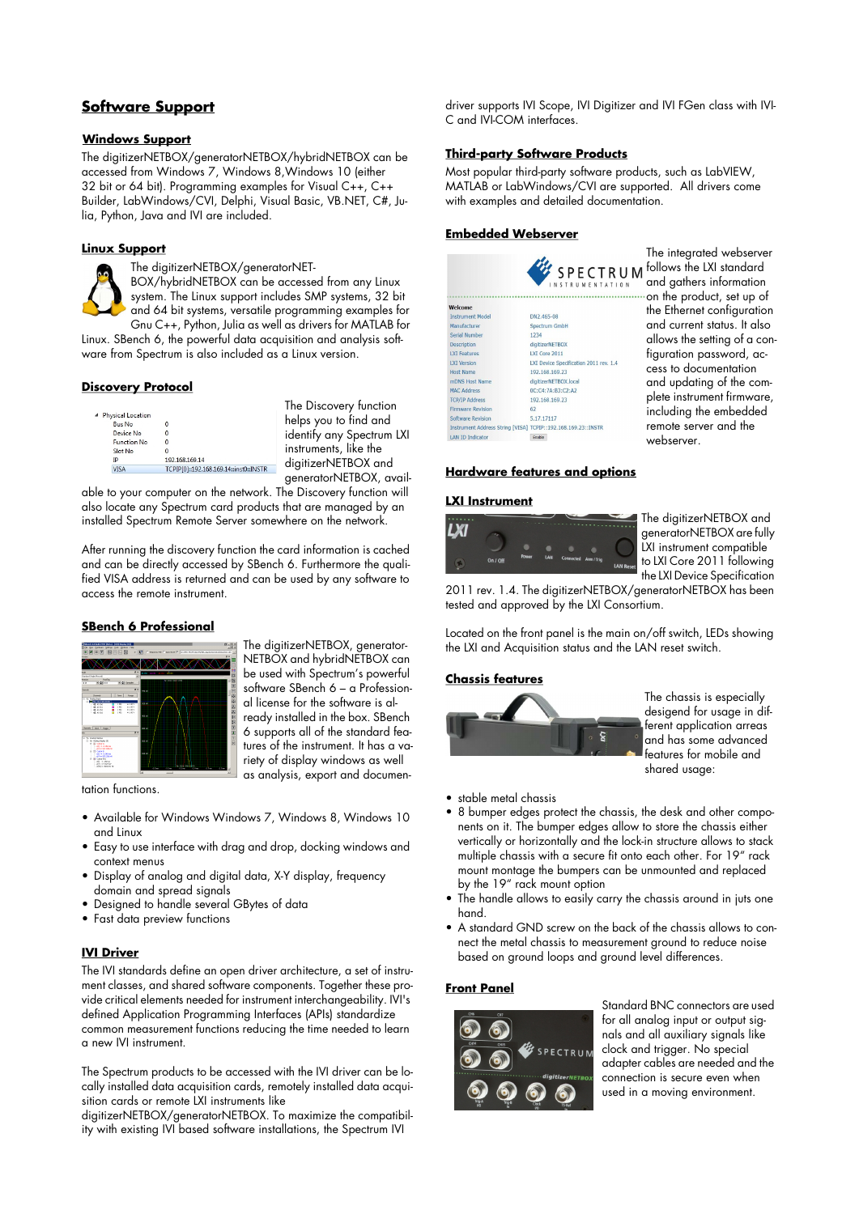# Software Support

## Windows Support

The digitizerNETBOX/generatorNETBOX/hybridNETBOX can be accessed from Windows 7, Windows 8,Windows 10 (either 32 bit or 64 bit). Programming examples for Visual C++, C++ Builder, LabWindows/CVI, Delphi, Visual Basic, VB.NET, C#, Julia, Python, Java and IVI are included.

## Linux Support

The digitizerNETBOX/generatorNETBOX/hybridNETBOX can be accessed from any Linux system. The Linux support includes SMP systems, 32 bit and 64 bit systems, versatile programming examples for Gnu C++, Python, Julia as well as drivers for MATLAB for Linux. SBench 6, the powerful data acquisition and analysis software from Spectrum is also included as a Linux version.

## Discovery Protocol

The Discovery function helps you to find and identify any Spectrum LXI instruments, like the digitizerNETBOX and generatorNETBOX, available to your computer on the network. The Discovery function will also locate any Spectrum card products that are managed by an installed Spectrum Remote Server somewhere on the network.

After running the discovery function the card information is cached and can be directly accessed by SBench 6. Furthermore the qualified VISA address is returned and can be used by any software to access the remote instrument.

## SBench 6 Professional

The digitizerNETBOX, generatorNETBOX and hybridNETBOX can be used with Spectrum's powerful software SBench 6 – a Professional license for the software is already installed in the box. SBench 6 supports all of the standard features of the instrument. It has a variety of display windows as well as analysis, export and documentation functions.

- Available for Windows Windows 7, Windows 8, Windows 10 and Linux
- Easy to use interface with drag and drop, docking windows and context menus
- Display of analog and digital data, X-Y display, frequency domain and spread signals
- Designed to handle several GBytes of data
- Fast data preview functions

## IVI Driver

The IVI standards define an open driver architecture, a set of instrument classes, and shared software components. Together these provide critical elements needed for instrument interchangeability. IVI's defined Application Programming Interfaces (APIs) standardize common measurement functions reducing the time needed to learn a new IVI instrument.

The Spectrum products to be accessed with the IVI driver can be locally installed data acquisition cards, remotely installed data acquisition cards or remote LXI instruments like digitizerNETBOX/generatorNETBOX. To maximize the compatibility with existing IVI based software installations, the Spectrum IVI driver supports IVI Scope, IVI Digitizer and IVI FGen class with IVI-C and IVI-COM interfaces.

## Third-party Software Products

Most popular third-party software products, such as LabVIEW, MATLAB or LabWindows/CVI are supported. All drivers come with examples and detailed documentation.

## Embedded Webserver

The integrated webserver follows the LXI standard and gathers information on the product, set up of the Ethernet configuration and current status. It also allows the setting of a configuration password, access to documentation and updating of the complete instrument firmware, including the embedded remote server and the webserver.

# Hardware features and options

## LXI Instrument

The digitizerNETBOX and generatorNETBOX are fully LXI instrument compatible to LXI Core 2011 following the LXI Device Specification 2011 rev. 1.4. The digitizerNETBOX/generatorNETBOX has been tested and approved by the LXI Consortium.

Located on the front panel is the main on/off switch, LEDs showing the LXI and Acquisition status and the LAN reset switch.

## Chassis features

The chassis is especially desigend for usage in different application areas and has some advanced features for mobile and shared usage:

- stable metal chassis
- 8 bumper edges protect the chassis, the desk and other components on it. The bumper edges allow to store the chassis either vertically or horizontally and the lock-in structure allows to stack multiple chassis with a secure fit onto each other. For 19" rack mount montage the bumpers can be unmounted and replaced by the 19" rack mount option
- The handle allows to easily carry the chassis around in juts one hand.
- A standard GND screw on the back of the chassis allows to connect the metal chassis to measurement ground to reduce noise based on ground loops and ground level differences.

## Front Panel

Standard BNC connectors are used for all analog input or output signals and all auxiliary signals like clock and trigger. No special adapter cables are needed and the connection is secure even when used in a moving environment.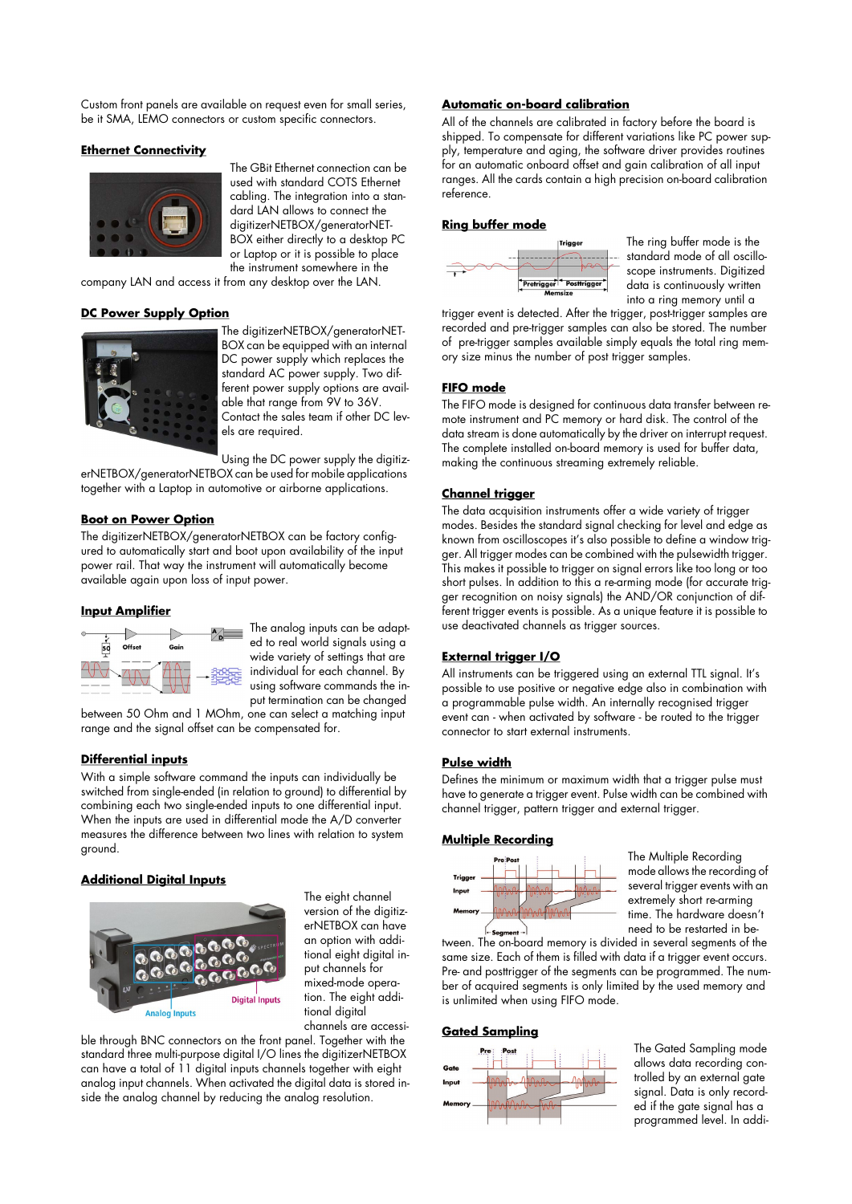Custom front panels are available on request even for small series, be it SMA, LEMO connectors or custom specific connectors.

## Ethernet Connectivity

The GBit Ethernet connection can be used with standard COTS Ethernet cabling. The integration into a standard LAN allows to connect the digitizerNETBOX/generatorNETBOX either directly to a desktop PC or Laptop or it is possible to place the instrument somewhere in the company LAN and access it from any desktop over the LAN.

## DC Power Supply Option

The digitizerNETBOX/generatorNETBOX can be equipped with an internal DC power supply which replaces the standard AC power supply. Two different power supply options are available that range from 9V to 36V. Contact the sales team if other DC levels are required.

Using the DC power supply the digitizerNETBOX/generatorNETBOX can be used for mobile applications together with a Laptop in automotive or airborne applications.

## Boot on Power Option

The digitizerNETBOX/generatorNETBOX can be factory configured to automatically start and boot upon availability of the input power rail. That way the instrument will automatically become available again upon loss of input power.

## Input Amplifier

The analog inputs can be adapted to real world signals using a wide variety of settings that are individual for each channel. By using software commands the input termination can be changed between 50 Ohm and 1 MOhm, one can select a matching input range and the signal offset can be compensated for.

## Differential inputs

With a simple software command the inputs can individually be switched from single-ended (in relation to ground) to differential by combining each two single-ended inputs to one differential input. When the inputs are used in differential mode the A/D converter measures the difference between two lines with relation to system ground.

## Additional Digital Inputs

The eight channel version of the digitizerNETBOX can have an option with additional eight digital input channels for mixed-mode operation. The eight additional digital channels are accessible through BNC connectors on the front panel. Together with the standard three multi-purpose digital I/O lines the digitizerNETBOX can have a total of 11 digital inputs channels together with eight analog input channels. When activated the digital data is stored inside the analog channel by reducing the analog resolution.

## Automatic on-board calibration

All of the channels are calibrated in factory before the board is shipped. To compensate for different variations like PC power supply, temperature and aging, the software driver provides routines for an automatic onboard offset and gain calibration of all input ranges. All the cards contain a high precision on-board calibration reference.

## Ring buffer mode

The ring buffer mode is the standard mode of all oscilloscope instruments. Digitized data is continuously written into a ring memory until a trigger event is detected. After the trigger, post-trigger samples are recorded and pre-trigger samples can also be stored. The number of pre-trigger samples available simply equals the total ring memory size minus the number of post trigger samples.

## FIFO mode

The FIFO mode is designed for continuous data transfer between remote instrument and PC memory or hard disk. The control of the data stream is done automatically by the driver on interrupt request. The complete installed on-board memory is used for buffer data, making the continuous streaming extremely reliable.

## Channel trigger

The data acquisition instruments offer a wide variety of trigger modes. Besides the standard signal checking for level and edge as known from oscilloscopes it's also possible to define a window trigger. All trigger modes can be combined with the pulsewidth trigger. This makes it possible to trigger on signal errors like too long or too short pulses. In addition to this a re-arming mode (for accurate trigger recognition on noisy signals) the AND/OR conjunction of different trigger events is possible. As a unique feature it is possible to use deactivated channels as trigger sources.

## External trigger I/O

All instruments can be triggered using an external TTL signal. It's possible to use positive or negative edge also in combination with a programmable pulse width. An internally recognised trigger event can - when activated by software - be routed to the trigger connector to start external instruments.

## Pulse width

Defines the minimum or maximum width that a trigger pulse must have to generate a trigger event. Pulse width can be combined with channel trigger, pattern trigger and external trigger.

## Multiple Recording

The Multiple Recording mode allows the recording of several trigger events with an extremely short re-arming time. The hardware doesn't need to be restarted in between. The on-board memory is divided in several segments of the same size. Each of them is filled with data if a trigger event occurs. Pre- and posttrigger of the segments can be programmed. The number of acquired segments is only limited by the used memory and is unlimited when using FIFO mode.

## Gated Sampling

The Gated Sampling mode allows data recording controlled by an external gate signal. Data is only recorded if the gate signal has a programmed level. In addi-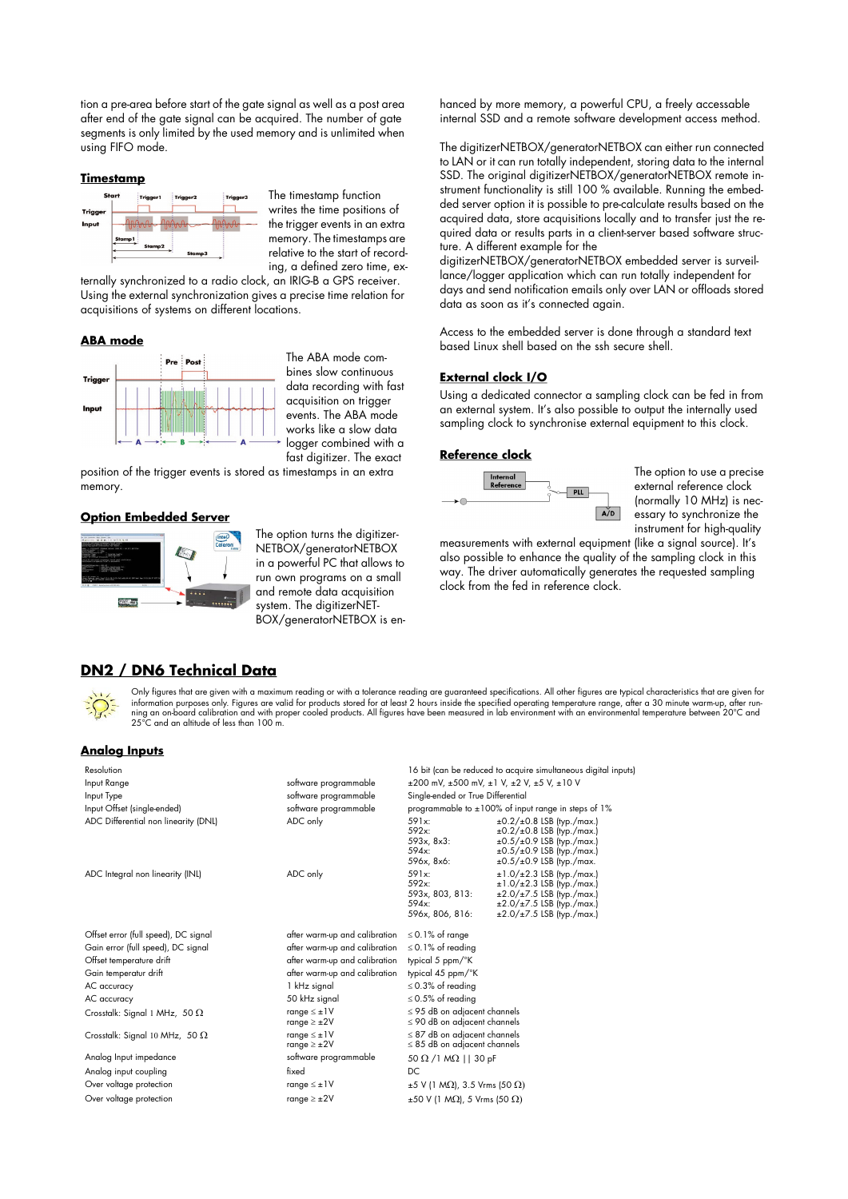tion a pre-area before start of the gate signal as well as a post area after end of the gate signal can be acquired. The number of gate segments is only limited by the used memory and is unlimited when using FIFO mode.

## Timestamp

The timestamp function writes the time positions of the trigger events in an extra memory. The timestamps are relative to the start of recording, a defined zero time, externally synchronized to a radio clock, an IRIG-B a GPS receiver. Using the external synchronization gives a precise time relation for acquisitions of systems on different locations.

## ABA mode

The ABA mode combines slow continuous data recording with fast acquisition on trigger events. The ABA mode works like a slow data logger combined with a fast digitizer. The exact position of the trigger events is stored as timestamps in an extra memory.

## Option Embedded Server

The option turns the digitizerNETBOX/generatorNETBOX in a powerful PC that allows to run own programs on a small and remote data acquisition system. The digitizerNETBOX/generatorNETBOX is enhanced by more memory, a powerful CPU, a freely accessable internal SSD and a remote software development access method.

The digitizerNETBOX/generatorNETBOX can either run connected to LAN or it can run totally independent, storing data to the internal SSD. The original digitizerNETBOX/generatorNETBOX remote instrument functionality is still 100 % available. Running the embedded server option it is possible to pre-calculate results based on the acquired data, store acquisitions locally and to transfer just the required data or results parts in a client-server based software structure. A different example for the digitizerNETBOX/generatorNETBOX embedded server is surveillance/logger application which can run totally independent for days and send notification emails only over LAN or offloads stored data as soon as it's connected again.

Access to the embedded server is done through a standard text based Linux shell based on the ssh secure shell.

## External clock I/O

Using a dedicated connector a sampling clock can be fed in from an external system. It's also possible to output the internally used sampling clock to synchronise external equipment to this clock.

## Reference clock

The option to use a precise external reference clock (normally 10 MHz) is necessary to synchronize the instrument for high-quality measurements with external equipment (like a signal source). It's also possible to enhance the quality of the sampling clock in this way. The driver automatically generates the requested sampling clock from the fed in reference clock.

# DN2 / DN6 Technical Data

Only figures that are given with a maximum reading or with a tolerance reading are guaranteed specifications. All other figures are typical characteristics that are given for information purposes only. Figures are valid for products stored for at least 2 hours inside the specified operating temperature range, after a 30 minute warm-up, after running an on-board calibration and with proper cooled products. All figures have been measured in lab environment with an environmental temperature between 20°C and 25°C and an altitude of less than 100 m.

## Analog Inputs

| | | |
|---|---|---|
| Resolution | | 16 bit (can be reduced to acquire simultaneous digital inputs) |
| Input Range | software programmable | ±200 mV, ±500 mV, ±1 V, ±2 V, ±5 V, ±10 V |
| Input Type | software programmable | Single-ended or True Differential |
| Input Offset (single-ended) | software programmable | programmable to ±100% of input range in steps of 1% |
| ADC Differential non linearity (DNL) | ADC only | 591x: ±0.2/±0.8 LSB (typ./max.)<br>592x: ±0.2/±0.8 LSB (typ./max.)<br>593x, 8x3: ±0.5/±0.9 LSB (typ./max.)<br>594x: ±0.5/±0.9 LSB (typ./max.)<br>596x, 8x6: ±0.5/±0.9 LSB (typ./max. |
| ADC Integral non linearity (INL) | ADC only | 591x: ±1.0/±2.3 LSB (typ./max.)<br>592x: ±1.0/±2.3 LSB (typ./max.)<br>593x, 803, 813: ±2.0/±7.5 LSB (typ./max.)<br>594x: ±2.0/±7.5 LSB (typ./max.)<br>596x, 806, 816: ±2.0/±7.5 LSB (typ./max.) |
| Offset error (full speed), DC signal | after warm-up and calibration | ≤ 0.1% of range |
| Gain error (full speed), DC signal | after warm-up and calibration | ≤ 0.1% of reading |
| Offset temperature drift | after warm-up and calibration | typical 5 ppm/°K |
| Gain temperatur drift | after warm-up and calibration | typical 45 ppm/°K |
| AC accuracy | 1 kHz signal | ≤ 0.3% of reading |
| AC accuracy | 50 kHz signal | ≤ 0.5% of reading |
| Crosstalk: Signal 1 MHz, 50 Ω | range ≤ ±1V<br>range ≥ ±2V | ≤ 95 dB on adjacent channels<br>≤ 90 dB on adjacent channels |
| Crosstalk: Signal 10 MHz, 50 Ω | range ≤ ±1V<br>range ≥ ±2V | ≤ 87 dB on adjacent channels<br>≤ 85 dB on adjacent channels |
| Analog Input impedance | software programmable | 50 Ω /1 MΩ \|\| 30 pF |
| Analog input coupling | fixed | DC |
| Over voltage protection | range ≤ ±1V | ±5 V (1 MΩ), 3.5 Vrms (50 Ω) |
| Over voltage protection | range ≥ ±2V | ±50 V (1 MΩ), 5 Vrms (50 Ω) |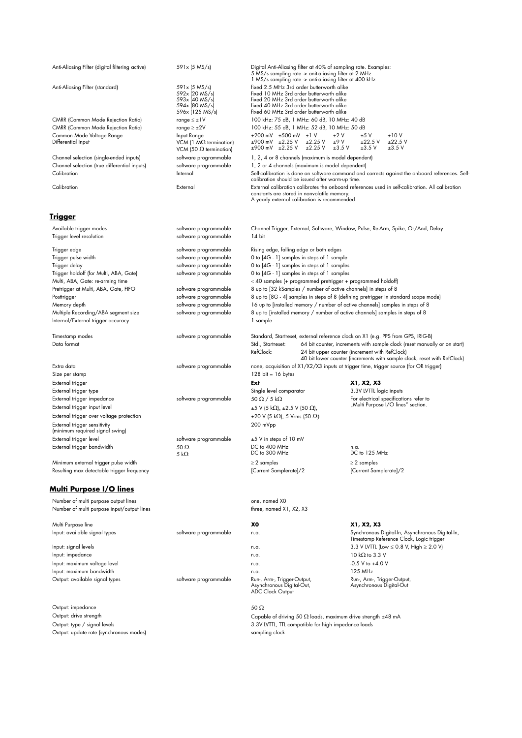| | | |
|---|---|---|
| Anti-Aliasing Filter (digital filtering active) | 591x (5 MS/s) | Digital Anti-Aliasing filter at 40% of sampling rate. Examples: 5 MS/s sampling rate -> anit-aliasing filter at 2 MHz 1 MS/s sampling rate -> anti-aliasing filter at 400 kHz |
| Anti-Aliasing Filter (standard) | 591x (5 MS/s) 592x (20 MS/s) 593x (40 MS/s) 594x (80 MS/s) 596x (125 MS/s) | fixed 2.5 MHz 3rd order butterworth alike fixed 10 MHz 3rd order butterworth alike fixed 20 MHz 3rd order butterworth alike fixed 40 MHz 3rd order butterworth alike fixed 60 MHz 3rd order butterworth alike |
| CMRR (Common Mode Rejection Ratio) | range ≤ ±1V | 100 kHz: 75 dB, 1 MHz: 60 dB, 10 MHz: 40 dB |
| CMRR (Common Mode Rejection Ratio) | range ≥ ±2V | 100 kHz: 55 dB, 1 MHz: 52 dB, 10 MHz: 50 dB |

| Common Mode Voltage Range Differential Input | | | | | | | |
|---|---|---|---|---|---|---|---|
| Input Range | ±200 mV | ±500 mV | ±1 V | ±2 V | ±5 V | ±10 V |
| VCM (1 MΩ termination) | ±900 mV | ±2.25 V | ±2.25 V | ±9 V | ±22.5 V | ±22.5 V |
| VCM (50 Ω termination) | ±900 mV | ±2.25 V | ±2.25 V | ±3.5 V | ±3.5 V | ±3.5 V |

| | | |
|---|---|---|
| Channel selection (single-ended inputs) | software programmable | 1, 2, 4 or 8 channels (maximum is model dependent) |
| Channel selection (true differential inputs) | software programmable | 1, 2 or 4 channels (maximum is model dependent) |
| Calibration | Internal | Self-calibration is done on software command and corrects against the onboard references. Self-calibration should be issued after warm-up time. |
| Calibration | External | External calibration calibrates the onboard references used in self-calibration. All calibration constants are stored in nonvolatile memory. A yearly external calibration is recommended. |

## Trigger

| | | |
|---|---|---|
| Available trigger modes | software programmable | Channel Trigger, External, Software, Window, Pulse, Re-Arm, Spike, Or/And, Delay |
| Trigger level resolution | software programmable | 14 bit |
| Trigger edge | software programmable | Rising edge, falling edge or both edges |
| Trigger pulse width | software programmable | 0 to [4G - 1] samples in steps of 1 sample |
| Trigger delay | software programmable | 0 to [4G - 1] samples in steps of 1 samples |
| Trigger holdoff (for Multi, ABA, Gate) | software programmable | 0 to [4G - 1] samples in steps of 1 samples |
| Multi, ABA, Gate: re-arming time | | < 40 samples (+ programmed pretrigger + programmed holdoff) |
| Pretrigger at Multi, ABA, Gate, FIFO | software programmable | 8 up to [32 kSamples / number of active channels] in steps of 8 |
| Posttrigger | software programmable | 8 up to [8G - 4] samples in steps of 8 (defining pretrigger in standard scope mode) |
| Memory depth | software programmable | 16 up to [installed memory / number of active channels] samples in steps of 8 |
| Multiple Recording/ABA segment size | software programmable | 8 up to [installed memory / number of active channels] samples in steps of 8 |
| Internal/External trigger accuracy | | 1 sample |
| Timestamp modes | software programmable | Standard, Startreset, external reference clock on X1 (e.g. PPS from GPS, IRIG-B) |
| Data format | | Std., Startreset: 64 bit counter, increments with sample clock (reset manually or on start) RefClock: 24 bit upper counter (increment with RefClock) 40 bit lower counter (increments with sample clock, reset with RefClock) |
| Extra data | software programmable | none, acquisition of X1/X2/X3 inputs at trigger time, trigger source (for OR trigger) |
| Size per stamp | | 128 bit = 16 bytes |

| | | **Ext** | **X1, X2, X3** |
|---|---|---|---|
| External trigger | | **Ext** | **X1, X2, X3** |
| External trigger type | | Single level comparator | 3.3V LVTTL logic inputs |
| External trigger impedance | software programmable | 50 Ω / 5 kΩ | For electrical specifications refer to „Multi Purpose I/O lines" section. |
| External trigger input level | | ±5 V (5 kΩ), ±2.5 V (50 Ω), | |
| External trigger over voltage protection | | ±20 V (5 kΩ), 5 Vrms (50 Ω) | |
| External trigger sensitivity (minimum required signal swing) | | 200 mVpp | |
| External trigger level | software programmable | ±5 V in steps of 10 mV | |
| External trigger bandwidth | 50 Ω 5 kΩ | DC to 400 MHz DC to 300 MHz | n.a. DC to 125 MHz |
| Minimum external trigger pulse width | | ≥ 2 samples | ≥ 2 samples |
| Resulting max detectable trigger frequency | | [Current Samplerate]/2 | [Current Samplerate]/2 |

## Multi Purpose I/O lines

| | | | |
|---|---|---|---|
| Number of multi purpose output lines | | one, named X0 | |
| Number of multi purpose input/output lines | | three, named X1, X2, X3 | |
| Multi Purpose line | | **X0** | **X1, X2, X3** |
| Input: available signal types | software programmable | n.a. | Synchronous Digital-In, Asynchronous Digital-In, Timestamp Reference Clock, Logic trigger |
| Input: signal levels | | n.a. | 3.3 V LVTTL (Low ≤ 0.8 V, High ≥ 2.0 V) |
| Input: impedance | | n.a. | 10 kΩ to 3.3 V |
| Input: maximum voltage level | | n.a. | -0.5 V to +4.0 V |
| Input: maximum bandwidth | | n.a. | 125 MHz |
| Output: available signal types | software programmable | Run-, Arm-, Trigger-Output, Asynchronous Digital-Out, ADC Clock Output | Run-, Arm-, Trigger-Output, Asynchronous Digital-Out |
| Output: impedance | | 50 Ω | |
| Output: drive strength | | Capable of driving 50 Ω loads, maximum drive strength ±48 mA | |
| Output: type / signal levels | | 3.3V LVTTL, TTL compatible for high impedance loads | |
| Output: update rate (synchronous modes) | | sampling clock | |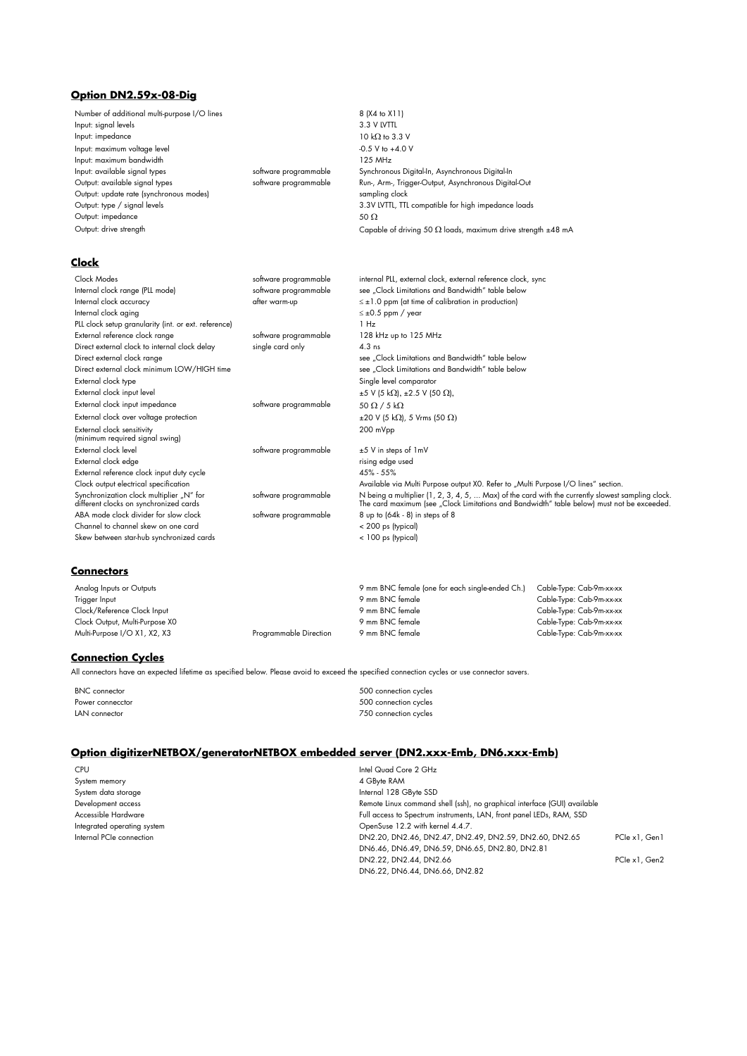## Option DN2.59x-08-Dig

| | | |
|---|---|---|
| Number of additional multi-purpose I/O lines | | 8 (X4 to X11) |
| Input: signal levels | | 3.3 V LVTTL |
| Input: impedance | | 10 kΩ to 3.3 V |
| Input: maximum voltage level | | -0.5 V to +4.0 V |
| Input: maximum bandwidth | | 125 MHz |
| Input: available signal types | software programmable | Synchronous Digital-In, Asynchronous Digital-In |
| Output: available signal types | software programmable | Run-, Arm-, Trigger-Output, Asynchronous Digital-Out |
| Output: update rate (synchronous modes) | | sampling clock |
| Output: type / signal levels | | 3.3V LVTTL, TTL compatible for high impedance loads |
| Output: impedance | | 50 Ω |
| Output: drive strength | | Capable of driving 50 Ω loads, maximum drive strength ±48 mA |

## Clock

| | | |
|---|---|---|
| Clock Modes | software programmable | internal PLL, external clock, external reference clock, sync |
| Internal clock range (PLL mode) | software programmable | see „Clock Limitations and Bandwidth" table below |
| Internal clock accuracy | after warm-up | ≤ ±1.0 ppm (at time of calibration in production) |
| Internal clock aging | | ≤ ±0.5 ppm / year |
| PLL clock setup granularity (int. or ext. reference) | | 1 Hz |
| External reference clock range | software programmable | 128 kHz up to 125 MHz |
| Direct external clock to internal clock delay | single card only | 4.3 ns |
| Direct external clock range | | see „Clock Limitations and Bandwidth" table below |
| Direct external clock minimum LOW/HIGH time | | see „Clock Limitations and Bandwidth" table below |
| External clock type | | Single level comparator |
| External clock input level | | ±5 V (5 kΩ), ±2.5 V (50 Ω), |
| External clock input impedance | software programmable | 50 Ω / 5 kΩ |
| External clock over voltage protection | | ±20 V (5 kΩ), 5 Vrms (50 Ω) |
| External clock sensitivity (minimum required signal swing) | | 200 mVpp |
| External clock level | software programmable | ±5 V in steps of 1mV |
| External clock edge | | rising edge used |
| External reference clock input duty cycle | | 45% - 55% |
| Clock output electrical specification | | Available via Multi Purpose output X0. Refer to „Multi Purpose I/O lines" section. |
| Synchronization clock multiplier „N" for different clocks on synchronized cards | software programmable | N being a multiplier (1, 2, 3, 4, 5, ... Max) of the card with the currently slowest sampling clock. The card maximum (see „Clock Limitations and Bandwidth" table below) must not be exceeded. |
| ABA mode clock divider for slow clock | software programmable | 8 up to (64k - 8) in steps of 8 |
| Channel to channel skew on one card | | < 200 ps (typical) |
| Skew between star-hub synchronized cards | | < 100 ps (typical) |

## Connectors

| | | | |
|---|---|---|---|
| Analog Inputs or Outputs | | 9 mm BNC female (one for each single-ended Ch.) | Cable-Type: Cab-9m-xx-xx |
| Trigger Input | | 9 mm BNC female | Cable-Type: Cab-9m-xx-xx |
| Clock/Reference Clock Input | | 9 mm BNC female | Cable-Type: Cab-9m-xx-xx |
| Clock Output, Multi-Purpose X0 | | 9 mm BNC female | Cable-Type: Cab-9m-xx-xx |
| Multi-Purpose I/O X1, X2, X3 | Programmable Direction | 9 mm BNC female | Cable-Type: Cab-9m-xx-xx |

## Connection Cycles

All connectors have an expected lifetime as specified below. Please avoid to exceed the specified connection cycles or use connector savers.

| | |
|---|---|
| BNC connector | 500 connection cycles |
| Power connecctor | 500 connection cycles |
| LAN connector | 750 connection cycles |

## Option digitizerNETBOX/generatorNETBOX embedded server (DN2.xxx-Emb, DN6.xxx-Emb)

| | | |
|---|---|---|
| CPU | Intel Quad Core 2 GHz | |
| System memory | 4 GByte RAM | |
| System data storage | Internal 128 GByte SSD | |
| Development access | Remote Linux command shell (ssh), no graphical interface (GUI) available | |
| Accessible Hardware | Full access to Spectrum instruments, LAN, front panel LEDs, RAM, SSD | |
| Integrated operating system | OpenSuse 12.2 with kernel 4.4.7. | |
| Internal PCIe connection | DN2.20, DN2.46, DN2.47, DN2.49, DN2.59, DN2.60, DN2.65<br>DN6.46, DN6.49, DN6.59, DN6.65, DN2.80, DN2.81 | PCIe x1, Gen1 |
| | DN2.22, DN2.44, DN2.66<br>DN6.22, DN6.44, DN6.66, DN2.82 | PCIe x1, Gen2 |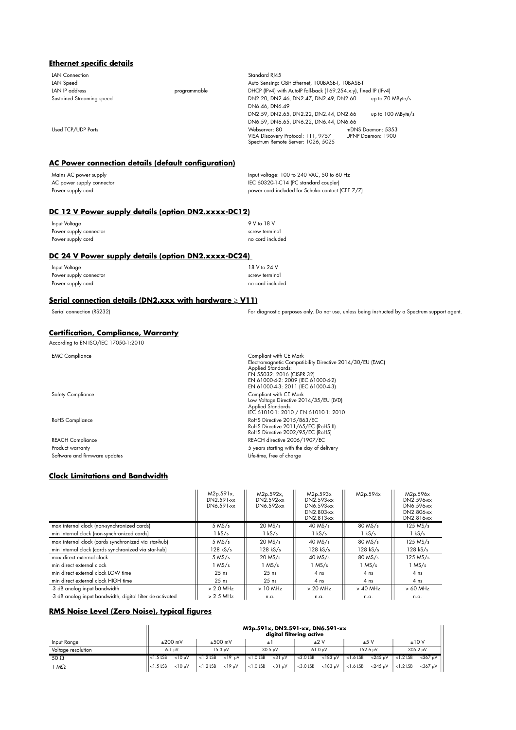## Ethernet specific details

| | | |
|---|---|---|
| LAN Connection | | Standard RJ45 |
| LAN Speed | | Auto Sensing: GBit Ethernet, 100BASE-T, 10BASE-T |
| LAN IP address | programmable | DHCP (IPv4) with AutoIP fall-back (169.254.x.y), fixed IP (IPv4) |
| Sustained Streaming speed | | DN2.20, DN2.46, DN2.47, DN2.49, DN2.60 DN6.46, DN6.49 — up to 70 MByte/s |
| | | DN2.59, DN2.65, DN2.22, DN2.44, DN2.66 DN6.59, DN6.65, DN6.22, DN6.44, DN6.66 — up to 100 MByte/s |
| Used TCP/UDP Ports | | Webserver: 80, VISA Discovery Protocol: 111, 9757, Spectrum Remote Server: 1026, 5025, mDNS Daemon: 5353, UPNP Daemon: 1900 |

## AC Power connection details (default configuration)

| | |
|---|---|
| Mains AC power supply | Input voltage: 100 to 240 VAC, 50 to 60 Hz |
| AC power supply connector | IEC 60320-1-C14 (PC standard coupler) |
| Power supply cord | power cord included for Schuko contact (CEE 7/7) |

## DC 12 V Power supply details (option DN2.xxxx-DC12)

| | |
|---|---|
| Input Voltage | 9 V to 18 V |
| Power supply connector | screw terminal |
| Power supply cord | no cord included |

## DC 24 V Power supply details (option DN2.xxxx-DC24)

| | |
|---|---|
| Input Voltage | 18 V to 24 V |
| Power supply connector | screw terminal |
| Power supply cord | no cord included |

## Serial connection details (DN2.xxx with hardware ≥ V11)

| | |
|---|---|
| Serial connection (RS232) | For diagnostic purposes only. Do not use, unless being instructed by a Spectrum support agent. |

## Certification, Compliance, Warranty

According to EN ISO/IEC 17050-1:2010

| | |
|---|---|
| EMC Compliance | Compliant with CE Mark<br>Electromagnetic Compatibility Directive 2014/30/EU (EMC)<br>Applied Standards:<br>EN 55032: 2016 (CISPR 32)<br>EN 61000-4-2: 2009 (IEC 61000-4-2)<br>EN 61000-4-3: 2011 (IEC 61000-4-3) |
| Safety Compliance | Compliant with CE Mark<br>Low Voltage Directive 2014/35/EU (LVD)<br>Applied Standards:<br>IEC 61010-1: 2010 / EN 61010-1: 2010 |
| RoHS Compliance | RoHS Directive 2015/863/EC<br>RoHS Directive 2011/65/EC (RoHS II)<br>RoHS Directive 2002/95/EC (RoHS) |
| REACH Compliance | REACH directive 2006/1907/EC |
| Product warranty | 5 years starting with the day of delivery |
| Software and firmware updates | Life-time, free of charge |

## Clock Limitations and Bandwidth

| | M2p.591x, DN2.591-xx DN6.591-xx | M2p.592x, DN2.592-xx DN6.592-xx | M2p.593x DN2.593-xx DN6.593-xx DN2.803-xx DN2.813-xx | M2p.594x | M2p.596x DN2.596-xx DN6.596-xx DN2.806-xx DN2.816-xx |
|---|---|---|---|---|---|
| max internal clock (non-synchronized cards) | 5 MS/s | 20 MS/s | 40 MS/s | 80 MS/s | 125 MS/s |
| min internal clock (non-synchronized cards) | 1 kS/s | 1 kS/s | 1 kS/s | 1 kS/s | 1 kS/s |
| max internal clock (cards synchronized via star-hub) | 5 MS/s | 20 MS/s | 40 MS/s | 80 MS/s | 125 MS/s |
| min internal clock (cards synchronized via star-hub) | 128 kS/s | 128 kS/s | 128 kS/s | 128 kS/s | 128 kS/s |
| max direct external clock | 5 MS/s | 20 MS/s | 40 MS/s | 80 MS/s | 125 MS/s |
| min direct external clock | 1 MS/s | 1 MS/s | 1 MS/s | 1 MS/s | 1 MS/s |
| min direct external clock LOW time | 25 ns | 25 ns | 4 ns | 4 ns | 4 ns |
| min direct external clock HIGH time | 25 ns | 25 ns | 4 ns | 4 ns | 4 ns |
| -3 dB analog input bandwidth | > 2.0 MHz | > 10 MHz | > 20 MHz | > 40 MHz | > 60 MHz |
| -3 dB analog input bandwidth, digital filter de-activated | > 2.5 MHz | n.a. | n.a. | n.a. | n.a. |

## RMS Noise Level (Zero Noise), typical figures

| | M2p.591x, DN2.591-xx, DN6.591-xx digital filtering active | | | | | | | | | | | |
|---|---|---|---|---|---|---|---|---|---|---|---|---|
| Input Range | ±200 mV | | ±500 mV | | ±1 | | ±2 V | | ±5 V | | ±10 V | |
| Voltage resolution | 6.1 µV | | 15.3 µV | | 30.5 µV | | 61.0 µV | | 152.6 µV | | 305.2 µV | |
| 50 Ω | <1.5 LSB | <10 µV | <1.2 LSB | <19 µV | <1.0 LSB | <31 µV | <3.0 LSB | <183 µV | <1.6 LSB | <245 µV | <1.2 LSB | <367 µV |
| 1 MΩ | <1.5 LSB | <10 µV | <1.2 LSB | <19 µV | <1.0 LSB | <31 µV | <3.0 LSB | <183 µV | <1.6 LSB | <245 µV | <1.2 LSB | <367 µV |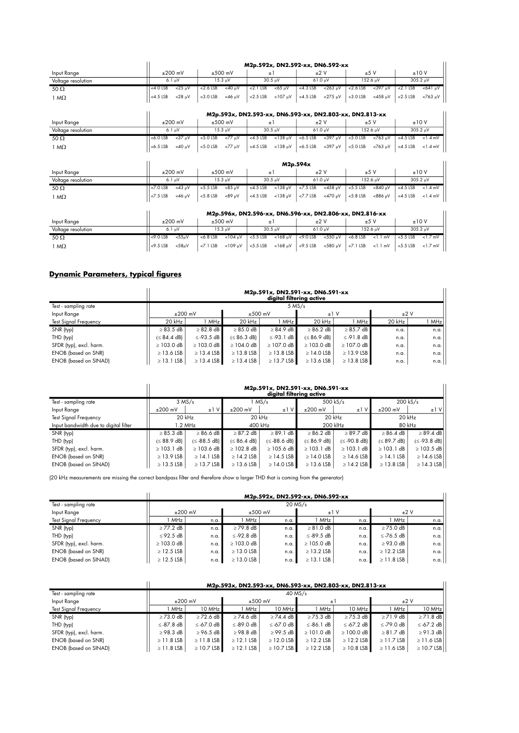| Input Range | M2p.592x, DN2.592-xx, DN6.592-xx | | | | | | | | | | | |
|---|---|---|---|---|---|---|---|---|---|---|---|---|
| | ±200 mV | | ±500 mV | | ±1 | | ±2 V | | ±5 V | | ±10 V | |
| Voltage resolution | 6.1 µV | | 15.3 µV | | 30.5 µV | | 61.0 µV | | 152.6 µV | | 305.2 µV | |
| 50 Ω | <4.0 LSB | <25 µV | <2.6 LSB | <40 µV | <2.1 LSB | <65 µV | <4.3 LSB | <263 µV | <2.6 LSB | <397 µV | <2.1 LSB | <641 µV |
| 1 MΩ | <4.5 LSB | <28 µV | <3.0 LSB | <46 µV | <2.5 LSB | <107 µV | <4.5 LSB | <275 µV | <3.0 LSB | <458 µV | <2.5 LSB | <763 µV |

| Input Range | M2p.593x, DN2.593-xx, DN6.593-xx, DN2.803-xx, DN2.813-xx | | | | | | | | | | | |
|---|---|---|---|---|---|---|---|---|---|---|---|---|
| | ±200 mV | | ±500 mV | | ±1 | | ±2 V | | ±5 V | | ±10 V | |
| Voltage resolution | 6.1 µV | | 15.3 µV | | 30.5 µV | | 61.0 µV | | 152.6 µV | | 305.2 µV | |
| 50 Ω | <6.0 LSB | <37 µV | <5.0 LSB | <77 µV | <4.5 LSB | <138 µV | <6.5 LSB | <397 µV | <5.0 LSB | <763 µV | <4.5 LSB | <1.4 mV |
| 1 MΩ | <6.5 LSB | <40 µV | <5.0 LSB | <77 µV | <4.5 LSB | <138 µV | <6.5 LSB | <397 µV | <5.0 LSB | <763 µV | <4.5 LSB | <1.4 mV |

| Input Range | M2p.594x | | | | | | | | | | | |
|---|---|---|---|---|---|---|---|---|---|---|---|---|
| | ±200 mV | | ±500 mV | | ±1 | | ±2 V | | ±5 V | | ±10 V | |
| Voltage resolution | 6.1 µV | | 15.3 µV | | 30.5 µV | | 61.0 µV | | 152.6 µV | | 305.2 µV | |
| 50 Ω | <7.0 LSB | <43 µV | <5.5 LSB | <85 µV | <4.5 LSB | <138 µV | <7.5 LSB | <458 µV | <5.5 LSB | <840 µV | <4.5 LSB | <1.4 mV |
| 1 MΩ | <7.5 LSB | <46 µV | <5.8 LSB | <89 µV | <4.5 LSB | <138 µV | <7.7 LSB | <470 µV | <5.8 LSB | <886 µV | <4.5 LSB | <1.4 mV |

| Input Range | M2p.596x, DN2.596-xx, DN6.596-xx, DN2.806-xx, DN2.816-xx | | | | | | | | | | | |
|---|---|---|---|---|---|---|---|---|---|---|---|---|
| | ±200 mV | | ±500 mV | | ±1 | | ±2 V | | ±5 V | | ±10 V | |
| Voltage resolution | 6.1 µV | | 15.3 µV | | 30.5 µV | | 61.0 µV | | 152.6 µV | | 305.2 µV | |
| 50 Ω | <9.0 LSB | <55µV | <6.8 LSB | <104 µV | <5.5 LSB | <168 µV | <9.0 LSB | <550 µV | <6.8 LSB | <1.1 mV | <5.5 LSB | <1.7 mV |
| 1 MΩ | <9.5 LSB | <58µV | <7.1 LSB | <109 µV | <5.5 LSB | <168 µV | <9.5 LSB | <580 µV | <7.1 LSB | <1.1 mV | <5.5 LSB | <1.7 mV |

## Dynamic Parameters, typical figures

| | M2p.591x, DN2.591-xx, DN6.591-xx digital filtering active | | | | | | | |
|---|---|---|---|---|---|---|---|---|
| Test - sampling rate | 5 MS/s | | | | | | | |
| Input Range | ±200 mV | | ±500 mV | | ±1 V | | ±2 V | |
| Test Signal Frequency | 20 kHz | 1 MHz | 20 kHz | 1 MHz | 20 kHz | 1 MHz | 20 kHz | 1 MHz |
| SNR (typ) | ≥ 83.5 dB | ≥ 82.8 dB | ≥ 85.0 dB | ≥ 84.9 dB | ≥ 86.2 dB | ≥ 85.7 dB | n.a. | n.a. |
| THD (typ) | (≤ 84.4 dB) | ≤ -93.5 dB | (≤ 86.3 dB) | ≤ -93.1 dB | (≤ 86.9 dB) | ≤ -91.8 dB | n.a. | n.a. |
| SFDR (typ), excl. harm. | ≥ 103.0 dB | ≥ 103.0 dB | ≥ 104.0 dB | ≥ 107.0 dB | ≥ 103.0 dB | ≥ 107.0 dB | n.a. | n.a. |
| ENOB (based on SNR) | ≥ 13.6 LSB | ≥ 13.4 LSB | ≥ 13.8 LSB | ≥ 13.8 LSB | ≥ 14.0 LSB | ≥ 13.9 LSB | n.a. | n.a. |
| ENOB (based on SINAD) | ≥ 13.1 LSB | ≥ 13.4 LSB | ≥ 13.4 LSB | ≥ 13.7 LSB | ≥ 13.6 LSB | ≥ 13.8 LSB | n.a. | n.a. |

| | M2p.591x, DN2.591-xx, DN6.591-xx digital filtering active | | | | | | | |
|---|---|---|---|---|---|---|---|---|
| Test - sampling rate | 3 MS/s | | 1 MS/s | | 500 kS/s | | 200 kS/s | |
| Input Range | ±200 mV | ±1 V | ±200 mV | ±1 V | ±200 mV | ±1 V | ±200 mV | ±1 V |
| Test Signal Frequency | 20 kHz | | 20 kHz | | 20 kHz | | 20 kHz | |
| Input bandwidth due to digital filter | 1.2 MHz | | 400 kHz | | 200 klHz | | 80 kHz | |
| SNR (typ) | ≥ 85.3 dB | ≥ 86.6 dB | ≥ 87.2 dB | ≥ 89.1 dB | ≥ 86.2 dB | ≥ 89.7 dB | ≥ 86.4 dB | ≥ 89.4 dB |
| THD (typ) | (≤ 88.9 dB) | (≤ -88.5 dB) | (≤ 86.4 dB) | (≤ -88.6 dB) | (≤ 86.9 dB) | (≤ -90.8 dB) | (≤ 89.7 dB) | (≤ -93.8 dB) |
| SFDR (typ), excl. harm. | ≥ 103.1 dB | ≥ 103.6 dB | ≥ 102.8 dB | ≥ 105.6 dB | ≥ 103.1 dB | ≥ 103.1 dB | ≥ 103.1 dB | ≥ 103.5 dB |
| ENOB (based on SNR) | ≥ 13.9 LSB | ≥ 14.1 LSB | ≥ 14.2 LSB | ≥ 14.5 LSB | ≥ 14.0 LSB | ≥ 14.6 LSB | ≥ 14.1 LSB | ≥ 14.6 LSB |
| ENOB (based on SINAD) | ≥ 13.5 LSB | ≥ 13.7 LSB | ≥ 13.6 LSB | ≥ 14.0 LSB | ≥ 13.6 LSB | ≥ 14.2 LSB | ≥ 13.8 LSB | ≥ 14.3 LSB |

(20 kHz measurements are missing the correct bandpass filter and therefore show a larger THD that is coming from the generator)

| | M2p.592x, DN2.592-xx, DN6.592-xx | | | | | | | |
|---|---|---|---|---|---|---|---|---|
| Test - sampling rate | 20 MS/s | | | | | | | |
| Input Range | ±200 mV | | ±500 mV | | ±1 V | | ±2 V | |
| Test Signal Frequency | 1 MHz | n.a. | 1 MHz | n.a. | 1 MHz | n.a. | 1 MHz | n.a. |
| SNR (typ) | ≥ 77.2 dB | n.a. | ≥ 79.8 dB | n.a. | ≥ 81.0 dB | n.a. | ≥ 75.0 dB | n.a. |
| THD (typ) | ≤ 92.5 dB | n.a. | ≤ -92.8 dB | n.a. | ≤ -89.5 dB | n.a. | ≤ -76.5 dB | n.a. |
| SFDR (typ), excl. harm. | ≥ 103.0 dB | n.a. | ≥ 103.0 dB | n.a. | ≥ 105.0 dB | n.a. | ≥ 93.0 dB | n.a. |
| ENOB (based on SNR) | ≥ 12.5 LSB | n.a. | ≥ 13.0 LSB | n.a. | ≥ 13.2 LSB | n.a. | ≥ 12.2 LSB | n.a. |
| ENOB (based on SINAD) | ≥ 12.5 LSB | n.a. | ≥ 13.0 LSB | n.a. | ≥ 13.1 LSB | n.a. | ≥ 11.8 LSB | n.a. |

| | M2p.593x, DN2.593-xx, DN6.593-xx, DN2.803-xx, DN2.813-xx | | | | | | | |
|---|---|---|---|---|---|---|---|---|
| Test - sampling rate | 40 MS/s | | | | | | | |
| Input Range | ±200 mV | | ±500 mV | | ±1 | | ±2 V | |
| Test Signal Frequency | 1 MHz | 10 MHz | 1 MHz | 10 MHz | 1 MHz | 10 MHz | 1 MHz | 10 MHz |
| SNR (typ) | ≥ 73.0 dB | ≥ 72.6 dB | ≥ 74.6 dB | ≥ 74.4 dB | ≥ 75.3 dB | ≥ 75.3 dB | ≥ 71.9 dB | ≥ 71.8 dB |
| THD (typ) | ≤ -87.8 dB | ≤ -67.0 dB | ≤ -89.0 dB | ≤ -67.0 dB | ≤ -86.1 dB | ≤ -67.2 dB | ≤ -79.0 dB | ≤ -67.2 dB |
| SFDR (typ), excl. harm. | ≥ 98.3 dB | ≥ 96.5 dB | ≥ 98.8 dB | ≥ 99.5 dB | ≥ 101.0 dB | ≥ 100.0 dB | ≥ 81.7 dB | ≥ 91.3 dB |
| ENOB (based on SNR) | ≥ 11.8 LSB | ≥ 11.8 LSB | ≥ 12.1 LSB | ≥ 12.0 LSB | ≥ 12.2 LSB | ≥ 12.2 LSB | ≥ 11.7 LSB | ≥ 11.6 LSB |
| ENOB (based on SINAD) | ≥ 11.8 LSB | ≥ 10.7 LSB | ≥ 12.1 LSB | ≥ 10.7 LSB | ≥ 12.2 LSB | ≥ 10.8 LSB | ≥ 11.6 LSB | ≥ 10.7 LSB |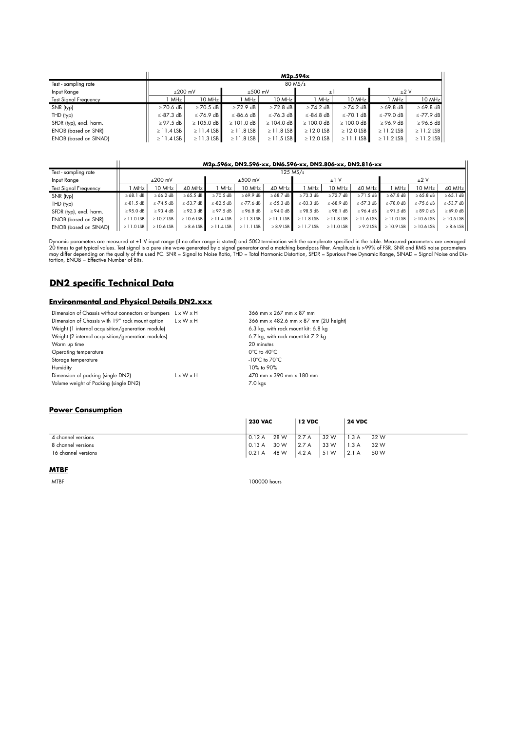| | M2p.594x | | | | | | | |
|---|---|---|---|---|---|---|---|---|
| Test - sampling rate | 80 MS/s | | | | | | | |
| Input Range | ±200 mV | | ±500 mV | | ±1 | | ±2 V | |
| Test Signal Frequency | 1 MHz | 10 MHz | 1 MHz | 10 MHz | 1 MHz | 10 MHz | 1 MHz | 10 MHz |
| SNR (typ) | ≥ 70.6 dB | ≥ 70.5 dB | ≥ 72.9 dB | ≥ 72.8 dB | ≥ 74.2 dB | ≥ 74.2 dB | ≥ 69.8 dB | ≥ 69.8 dB |
| THD (typ) | ≤ -87.3 dB | ≤ -76.9 dB | ≤ -86.6 dB | ≤ -76.3 dB | ≤ -84.8 dB | ≤ -70.1 dB | ≤ -79.0 dB | ≤ -77.9 dB |
| SFDR (typ), excl. harm. | ≥ 97.5 dB | ≥ 105.0 dB | ≥ 101.0 dB | ≥ 104.0 dB | ≥ 100.0 dB | ≥ 100.0 dB | ≥ 96.9 dB | ≥ 96.6 dB |
| ENOB (based on SNR) | ≥ 11.4 LSB | ≥ 11.4 LSB | ≥ 11.8 LSB | ≥ 11.8 LSB | ≥ 12.0 LSB | ≥ 12.0 LSB | ≥ 11.2 LSB | ≥ 11.2 LSB |
| ENOB (based on SINAD) | ≥ 11.4 LSB | ≥ 11.3 LSB | ≥ 11.8 LSB | ≥ 11.5 LSB | ≥ 12.0 LSB | ≥ 11.1 LSB | ≥ 11.2 LSB | ≥ 11.2 LSB |

| | M2p.596x, DN2.596-xx, DN6.596-xx, DN2.806-xx, DN2.816-xx | | | | | | | | | | | |
|---|---|---|---|---|---|---|---|---|---|---|---|---|
| Test - sampling rate | 125 MS/s | | | | | | | | | | | |
| Input Range | ±200 mV | | | ±500 mV | | | ±1 V | | | ±2 V | | |
| Test Signal Frequency | 1 MHz | 10 MHz | 40 MHz | 1 MHz | 10 MHz | 40 MHz | 1 MHz | 10 MHz | 40 MHz | 1 MHz | 10 MHz | 40 MHz |
| SNR (typ) | ≥ 68.1 dB | ≥ 66.2 dB | ≥ 65.5 dB | ≥ 70.5 dB | ≥ 69.9 dB | ≥ 68.7 dB | ≥ 73.3 dB | ≥ 72.7 dB | ≥ 71.5 dB | ≥ 67.8 dB | ≥ 65.8 dB | ≥ 65.1 dB |
| THD (typ) | ≤ -81.5 dB | ≤ -74.5 dB | ≤ -53.7 dB | ≤ -82.5 dB | ≤ -77.6 dB | ≤ -55.3 dB | ≤ -83.3 dB | ≤ -68.9 dB | ≤ -57.3 dB | ≤ -78.0 dB | ≤ -75.6 dB | ≤ -53.7 dB |
| SFDR (typ), excl. harm. | ≥ 95.0 dB | ≥ 93.4 dB | ≥ 92.3 dB | ≥ 97.5 dB | ≥ 96.8 dB | ≥ 94.0 dB | ≥ 98.5 dB | ≥ 98.1 dB | ≥ 96.4 dB | ≥ 91.5 dB | ≥ 89.0 dB | ≥ 89.0 dB |
| ENOB (based on SNR) | ≥ 11.0 LSB | ≥ 10.7 LSB | ≥ 10.6 LSB | ≥ 11.4 LSB | ≥ 11.3 LSB | ≥ 11.1 LSB | ≥ 11.8 LSB | ≥ 11.8 LSB | ≥ 11.6 LSB | ≥ 11.0 LSB | ≥ 10.6 LSB | ≥ 10.5 LSB |
| ENOB (based on SINAD) | ≥ 11.0 LSB | ≥ 10.6 LSB | ≥ 8.6 LSB | ≥ 11.4 LSB | ≥ 11.1 LSB | ≥ 8.9 LSB | ≥ 11.7 LSB | ≥ 11.0 LSB | ≥ 9.2 LSB | ≥ 10.9 LSB | ≥ 10.6 LSB | ≥ 8.6 LSB |

Dynamic parameters are measured at ±1 V input range (if no other range is stated) and 50Ω termination with the samplerate specified in the table. Measured parameters are averaged 20 times to get typical values. Test signal is a pure sine wave generated by a signal generator and a matching bandpass filter. Amplitude is >99% of FSR. SNR and RMS noise parameters may differ depending on the quality of the used PC. SNR = Signal to Noise Ratio, THD = Total Harmonic Distortion, SFDR = Spurious Free Dynamic Range, SINAD = Signal Noise and Distortion, ENOB = Effective Number of Bits.

## DN2 specific Technical Data

### Environmental and Physical Details DN2.xxx

| | | |
|---|---|---|
| Dimension of Chassis without connectors or bumpers | L x W x H | 366 mm x 267 mm x 87 mm |
| Dimension of Chassis with 19" rack mount option | L x W x H | 366 mm x 482.6 mm x 87 mm (2U height) |
| Weight (1 internal acquisition/generation module) | | 6.3 kg, with rack mount kit: 6.8 kg |
| Weight (2 internal acquisition/generation modules) | | 6.7 kg, with rack mount kit 7.2 kg |
| Warm up time | | 20 minutes |
| Operating temperature | | 0°C to 40°C |
| Storage temperature | | -10°C to 70°C |
| Humidity | | 10% to 90% |
| Dimension of packing (single DN2) | L x W x H | 470 mm x 390 mm x 180 mm |
| Volume weight of Packing (single DN2) | | 7.0 kgs |

### Power Consumption

| | 230 VAC | | 12 VDC | | 24 VDC | |
|---|---|---|---|---|---|---|
| 4 channel versions | 0.12 A | 28 W | 2.7 A | 32 W | 1.3 A | 32 W |
| 8 channel versions | 0.13 A | 30 W | 2.7 A | 33 W | 1.3 A | 32 W |
| 16 channel versions | 0.21 A | 48 W | 4.2 A | 51 W | 2.1 A | 50 W |

### MTBF

| | |
|---|---|
| MTBF | 100000 hours |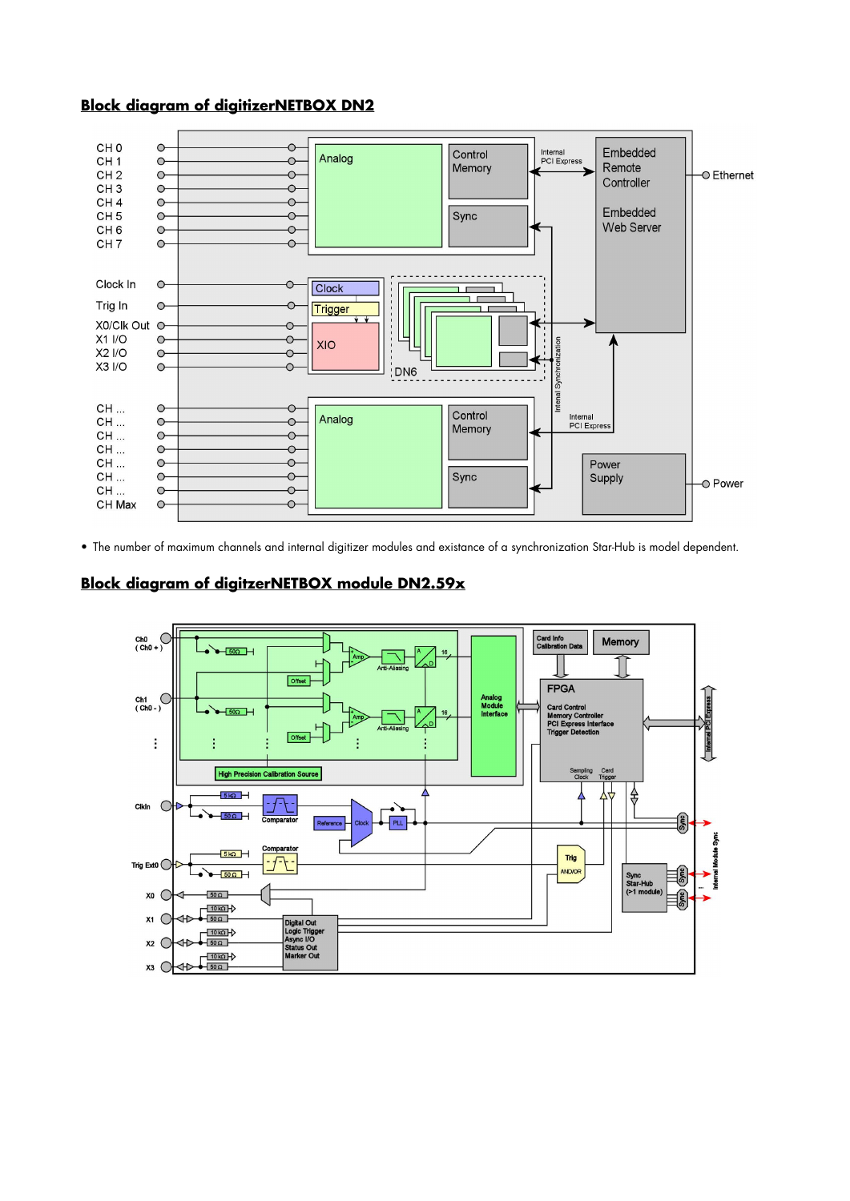## Block diagram of digitizerNETBOX DN2

- The number of maximum channels and internal digitizer modules and existance of a synchronization Star-Hub is model dependent.

## Block diagram of digitzerNETBOX module DN2.59x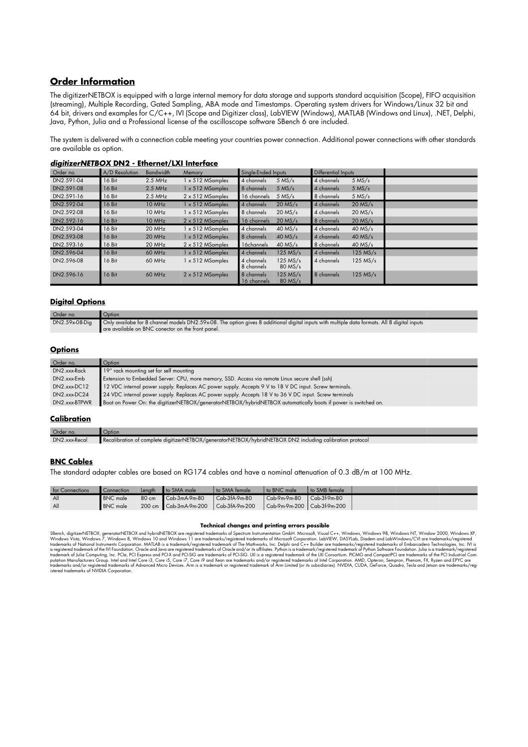## Order Information

The digitizerNETBOX is equipped with a large internal memory for data storage and supports standard acquisition (Scope), FIFO acquisition (streaming), Multiple Recording, Gated Sampling, ABA mode and Timestamps. Operating system drivers for Windows/Linux 32 bit and 64 bit, drivers and examples for C/C++, IVI (Scope and Digitizer class), LabVIEW (Windows), MATLAB (Windows and Linux), .NET, Delphi, Java, Python, Julia and a Professional license of the oscilloscope software SBench 6 are included.

The system is delivered with a connection cable meeting your countries power connection. Additional power connections with other standards are available as option.

### *digitizerNETBOX* DN2 - Ethernet/LXI Interface

| Order no. | A/D Resolution | Bandwidth | Memory | Single-Ended Inputs | | Differential Inputs | |
|---|---|---|---|---|---|---|---|
| DN2.591-04 | 16 Bit | 2.5 MHz | 1 x 512 MSamples | 4 channels | 5 MS/s | 4 channels | 5 MS/s |
| DN2.591-08 | 16 Bit | 2.5 MHz | 1 x 512 MSamples | 8 channels | 5 MS/s | 4 channels | 5 MS/s |
| DN2.591-16 | 16 Bit | 2.5 MHz | 2 x 512 MSamples | 16 channels | 5 MS/s | 8 channels | 5 MS/s |
| DN2.592-04 | 16 Bit | 10 MHz | 1 x 512 MSamples | 4 channels | 20 MS/s | 4 channels | 20 MS/s |
| DN2.592-08 | 16 Bit | 10 MHz | 1 x 512 MSamples | 8 channels | 20 MS/s | 4 channels | 20 MS/s |
| DN2.592-16 | 16 Bit | 10 MHz | 2 x 512 MSamples | 16 channels | 20 MS/s | 8 channels | 20 MS/s |
| DN2.593-04 | 16 Bit | 20 MHz | 1 x 512 MSamples | 4 channels | 40 MS/s | 4 channels | 40 MS/s |
| DN2.593-08 | 16 Bit | 20 MHz | 1 x 512 MSamples | 8 channels | 40 MS/s | 4 channels | 40 MS/s |
| DN2.593-16 | 16 Bit | 20 MHz | 2 x 512 MSamples | 16channels | 40 MS/s | 8 channels | 40 MS/s |
| DN2.596-04 | 16 Bit | 60 MHz | 1 x 512 MSamples | 4 channels | 125 MS/s | 4 channels | 125 MS/s |
| DN2.596-08 | 16 Bit | 60 MHz | 1 x 512 MSamples | 4 channels<br>8 channels | 125 MS/s<br>80 MS/s | 4 channels | 125 MS/s |
| DN2.596-16 | 16 Bit | 60 MHz | 2 x 512 MSamples | 8 channels<br>16 channels | 125 MS/s<br>80 MS/s | 8 channels | 125 MS/s |

### Digital Options

| Order no. | Option |
|---|---|
| DN2.59x-08-Dig | Only availabe for 8 channel models DN2.59x-08. The option gives 8 additional digital inputs with multiple data formats. All 8 digital inputs are available on BNC conector on the front panel. |

### Options

| Order no. | Option |
|---|---|
| DN2.xxx-Rack | 19" rack mounting set for self mounting |
| DN2.xxx-Emb | Extension to Embedded Server: CPU, more memory, SSD. Access via remote Linux secure shell (ssh) |
| DN2.xxx-DC12 | 12 VDC internal power supply. Replaces AC power supply. Accepts 9 V to 18 V DC input. Screw terminals. |
| DN2.xxx-DC24 | 24 VDC internal power supply. Replaces AC power supply. Accepts 18 V to 36 V DC input. Screw terminals |
| DN2.xxx-BTPWR | Boot on Power On: the digitizerNETBOX/generatorNETBOX/hybridNETBOX automatically boots if power is switched on. |

### Calibration

| Order no. | Option |
|---|---|
| DN2.xxx-Recal | Recalibration of complete digitizerNETBOX/generatorNETBOX/hybridNETBOX DN2 including calibration protocol |

### BNC Cables

The standard adapter cables are based on RG174 cables and have a nominal attenuation of 0.3 dB/m at 100 MHz.

| for Connections | Connection | Length | to SMA male | to SMA female | to BNC male | to SMB female |
|---|---|---|---|---|---|---|
| All | BNC male | 80 cm | Cab-3mA-9m-80 | Cab-3fA-9m-80 | Cab-9m-9m-80 | Cab-3f-9m-80 |
| All | BNC male | 200 cm | Cab-3mA-9m-200 | Cab-3fA-9m-200 | Cab-9m-9m-200 | Cab-3f-9m-200 |

**Technical changes and printing errors possible**

SBench, digitizerNETBOX, generatorNETBOX and hybridNETBOX are registered trademarks of Spectrum Instrumentation GmbH. Microsoft, Visual C++, Windows, Windows 98, Windows NT, Window 2000, Windows XP, Windows Vista, Windows 7, Windows 8, Windows 10 and Windows 11 are trademarks/registered trademarks of Microsoft Corporation. LabVIEW, DASYLab, Diadem and LabWindows/CVI are trademarks/registered trademarks of National Instruments Corporation. MATLAB is a trademark/registered trademark of The Mathworks, Inc. Delphi and C++ Builder are trademarks/registered trademarks of Embarcadero Technologies, Inc. IVI is a registered trademark of the IVI Foundation. Oracle and Java are registered trademarks of Oracle and/or its affiliates. Python is a trademark/registered trademark of Python Software Foundation. Julia is a trademark/registered trademark of Julia Computing, Inc. PCIe, PCI Express and PCI-X and PCI-SIG are trademarks of PCI-SIG. LXI is a registered trademark of the LXI Consortium. PICMG and CompactPCI are trademarks of the PCI Industrial Computation Manufacturers Group. Intel and Intel Core i3, Core i5, Core i7, Core i9 and Xeon are trademarks and/or registered trademarks of Intel Corporation. AMD, Opteron, Sempron, Phenom, FX, Ryzen and EPYC are trademarks and/or registered trademarks of Advanced Micro Devices. Arm is a trademark or registered trademark of Arm Limited (or its subsidiaries). NVIDIA, CUDA, GeForce, Quadro, Tesla and Jetson are trademarks/registered trademarks of NVIDIA Corporation.